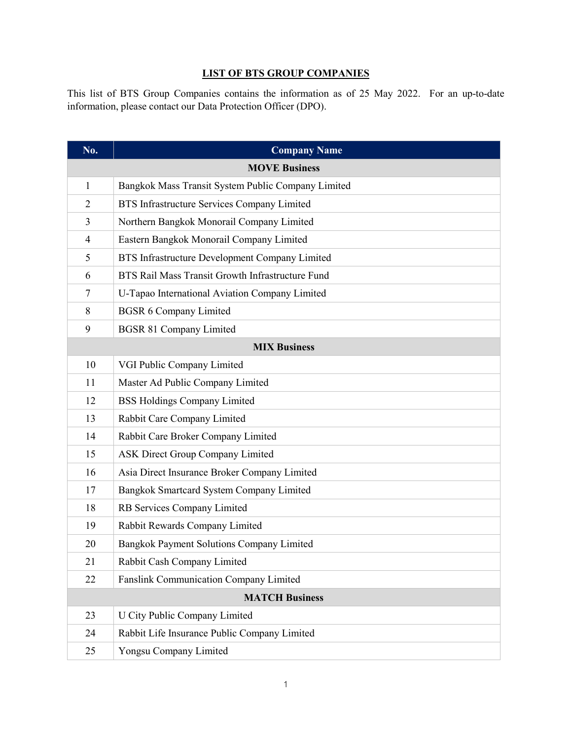# LIST OF BTS GROUP COMPANIES

This list of BTS Group Companies contains the information as of 25 May 2022. For an up-to-date information, please contact our Data Protection Officer (DPO).

| No. | Company Name |
|---|---|
| **MOVE Business** | |
| 1 | Bangkok Mass Transit System Public Company Limited |
| 2 | BTS Infrastructure Services Company Limited |
| 3 | Northern Bangkok Monorail Company Limited |
| 4 | Eastern Bangkok Monorail Company Limited |
| 5 | BTS Infrastructure Development Company Limited |
| 6 | BTS Rail Mass Transit Growth Infrastructure Fund |
| 7 | U-Tapao International Aviation Company Limited |
| 8 | BGSR 6 Company Limited |
| 9 | BGSR 81 Company Limited |
| **MIX Business** | |
| 10 | VGI Public Company Limited |
| 11 | Master Ad Public Company Limited |
| 12 | BSS Holdings Company Limited |
| 13 | Rabbit Care Company Limited |
| 14 | Rabbit Care Broker Company Limited |
| 15 | ASK Direct Group Company Limited |
| 16 | Asia Direct Insurance Broker Company Limited |
| 17 | Bangkok Smartcard System Company Limited |
| 18 | RB Services Company Limited |
| 19 | Rabbit Rewards Company Limited |
| 20 | Bangkok Payment Solutions Company Limited |
| 21 | Rabbit Cash Company Limited |
| 22 | Fanslink Communication Company Limited |
| **MATCH Business** | |
| 23 | U City Public Company Limited |
| 24 | Rabbit Life Insurance Public Company Limited |
| 25 | Yongsu Company Limited |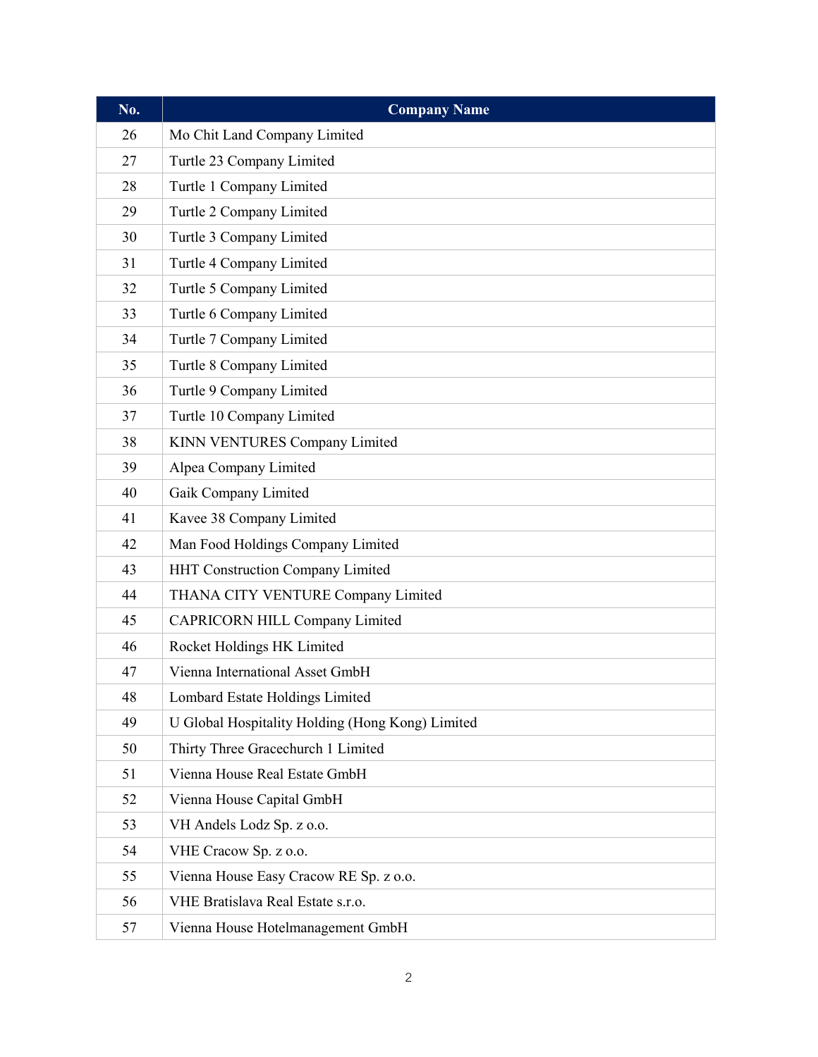| No. | Company Name |
|---|---|
| 26 | Mo Chit Land Company Limited |
| 27 | Turtle 23 Company Limited |
| 28 | Turtle 1 Company Limited |
| 29 | Turtle 2 Company Limited |
| 30 | Turtle 3 Company Limited |
| 31 | Turtle 4 Company Limited |
| 32 | Turtle 5 Company Limited |
| 33 | Turtle 6 Company Limited |
| 34 | Turtle 7 Company Limited |
| 35 | Turtle 8 Company Limited |
| 36 | Turtle 9 Company Limited |
| 37 | Turtle 10 Company Limited |
| 38 | KINN VENTURES Company Limited |
| 39 | Alpea Company Limited |
| 40 | Gaik Company Limited |
| 41 | Kavee 38 Company Limited |
| 42 | Man Food Holdings Company Limited |
| 43 | HHT Construction Company Limited |
| 44 | THANA CITY VENTURE Company Limited |
| 45 | CAPRICORN HILL Company Limited |
| 46 | Rocket Holdings HK Limited |
| 47 | Vienna International Asset GmbH |
| 48 | Lombard Estate Holdings Limited |
| 49 | U Global Hospitality Holding (Hong Kong) Limited |
| 50 | Thirty Three Gracechurch 1 Limited |
| 51 | Vienna House Real Estate GmbH |
| 52 | Vienna House Capital GmbH |
| 53 | VH Andels Lodz Sp. z o.o. |
| 54 | VHE Cracow Sp. z o.o. |
| 55 | Vienna House Easy Cracow RE Sp. z o.o. |
| 56 | VHE Bratislava Real Estate s.r.o. |
| 57 | Vienna House Hotelmanagement GmbH |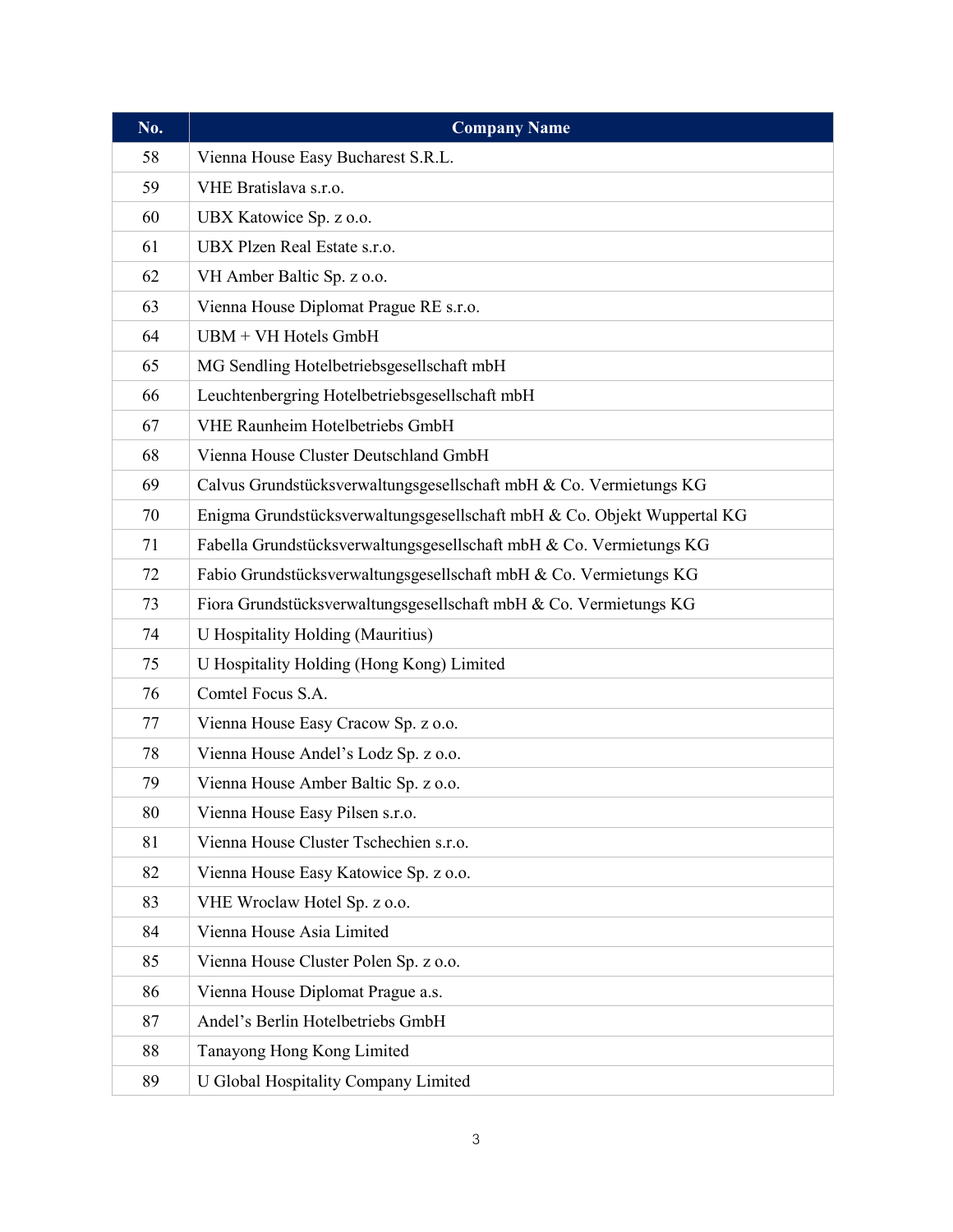| No. | Company Name |
| --- | --- |
| 58 | Vienna House Easy Bucharest S.R.L. |
| 59 | VHE Bratislava s.r.o. |
| 60 | UBX Katowice Sp. z o.o. |
| 61 | UBX Plzen Real Estate s.r.o. |
| 62 | VH Amber Baltic Sp. z o.o. |
| 63 | Vienna House Diplomat Prague RE s.r.o. |
| 64 | UBM + VH Hotels GmbH |
| 65 | MG Sendling Hotelbetriebsgesellschaft mbH |
| 66 | Leuchtenbergring Hotelbetriebsgesellschaft mbH |
| 67 | VHE Raunheim Hotelbetriebs GmbH |
| 68 | Vienna House Cluster Deutschland GmbH |
| 69 | Calvus Grundstücksverwaltungsgesellschaft mbH & Co. Vermietungs KG |
| 70 | Enigma Grundstücksverwaltungsgesellschaft mbH & Co. Objekt Wuppertal KG |
| 71 | Fabella Grundstücksverwaltungsgesellschaft mbH & Co. Vermietungs KG |
| 72 | Fabio Grundstücksverwaltungsgesellschaft mbH & Co. Vermietungs KG |
| 73 | Fiora Grundstücksverwaltungsgesellschaft mbH & Co. Vermietungs KG |
| 74 | U Hospitality Holding (Mauritius) |
| 75 | U Hospitality Holding (Hong Kong) Limited |
| 76 | Comtel Focus S.A. |
| 77 | Vienna House Easy Cracow Sp. z o.o. |
| 78 | Vienna House Andel's Lodz Sp. z o.o. |
| 79 | Vienna House Amber Baltic Sp. z o.o. |
| 80 | Vienna House Easy Pilsen s.r.o. |
| 81 | Vienna House Cluster Tschechien s.r.o. |
| 82 | Vienna House Easy Katowice Sp. z o.o. |
| 83 | VHE Wroclaw Hotel Sp. z o.o. |
| 84 | Vienna House Asia Limited |
| 85 | Vienna House Cluster Polen Sp. z o.o. |
| 86 | Vienna House Diplomat Prague a.s. |
| 87 | Andel's Berlin Hotelbetriebs GmbH |
| 88 | Tanayong Hong Kong Limited |
| 89 | U Global Hospitality Company Limited |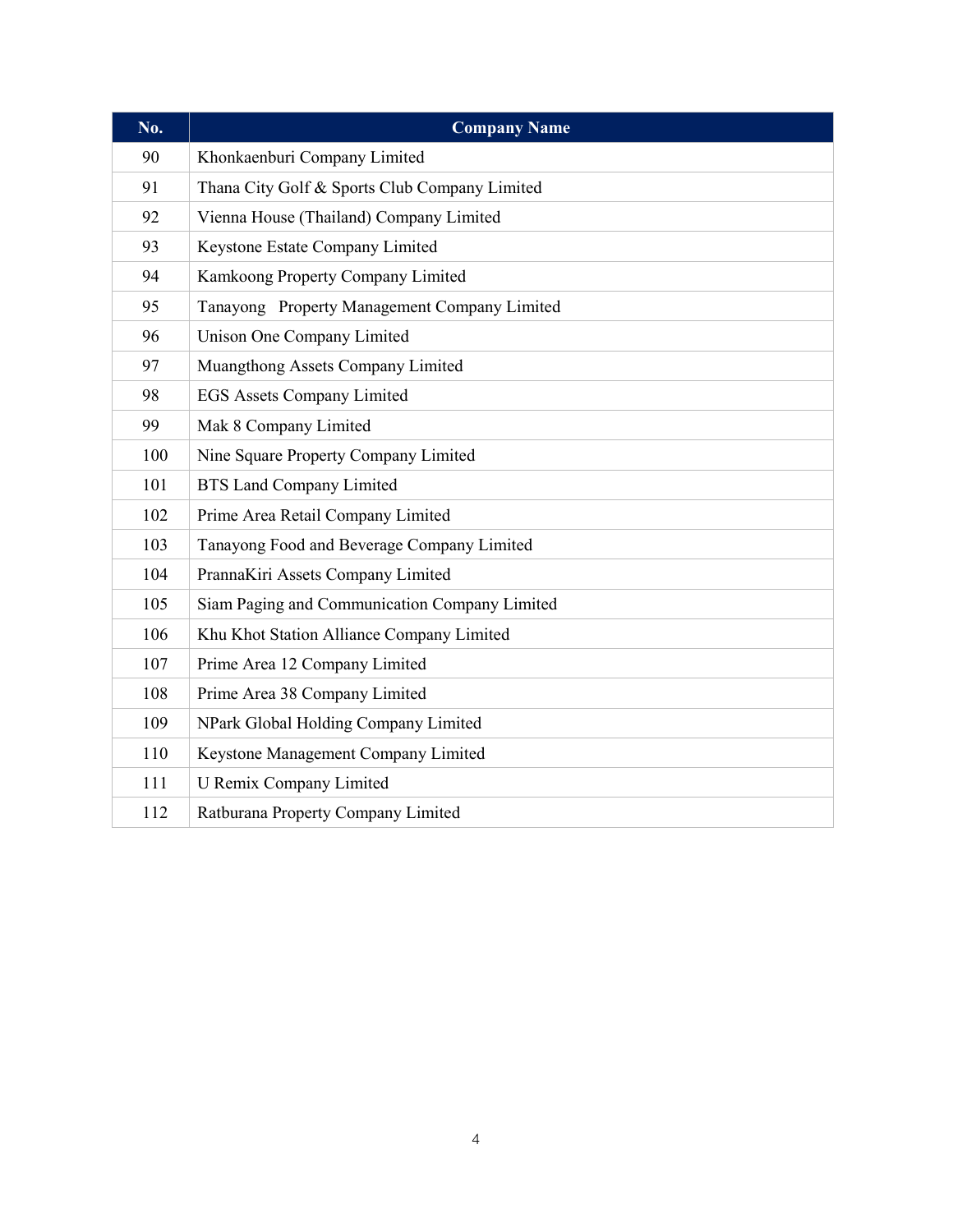| No. | Company Name |
| --- | --- |
| 90 | Khonkaenburi Company Limited |
| 91 | Thana City Golf & Sports Club Company Limited |
| 92 | Vienna House (Thailand) Company Limited |
| 93 | Keystone Estate Company Limited |
| 94 | Kamkoong Property Company Limited |
| 95 | Tanayong Property Management Company Limited |
| 96 | Unison One Company Limited |
| 97 | Muangthong Assets Company Limited |
| 98 | EGS Assets Company Limited |
| 99 | Mak 8 Company Limited |
| 100 | Nine Square Property Company Limited |
| 101 | BTS Land Company Limited |
| 102 | Prime Area Retail Company Limited |
| 103 | Tanayong Food and Beverage Company Limited |
| 104 | PrannaKiri Assets Company Limited |
| 105 | Siam Paging and Communication Company Limited |
| 106 | Khu Khot Station Alliance Company Limited |
| 107 | Prime Area 12 Company Limited |
| 108 | Prime Area 38 Company Limited |
| 109 | NPark Global Holding Company Limited |
| 110 | Keystone Management Company Limited |
| 111 | U Remix Company Limited |
| 112 | Ratburana Property Company Limited |